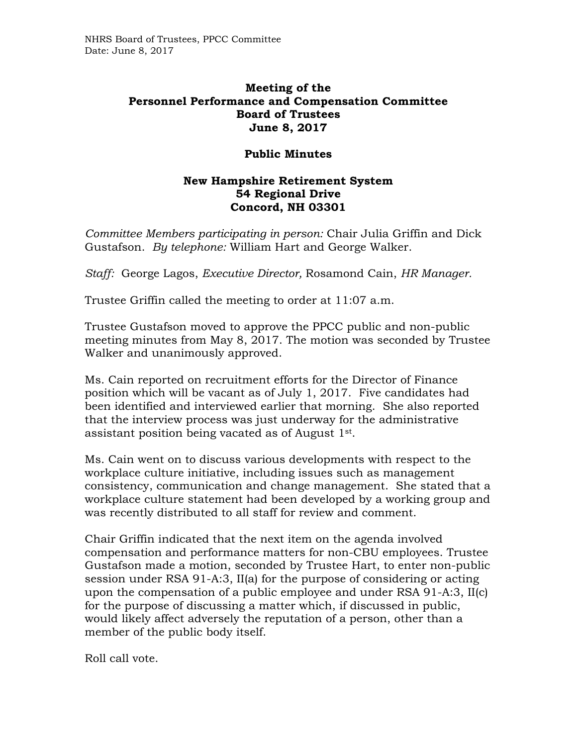**Meeting of the**
**Personnel Performance and Compensation Committee**
**Board of Trustees**
**June 8, 2017**

**Public Minutes**

**New Hampshire Retirement System**
**54 Regional Drive**
**Concord, NH 03301**

*Committee Members participating in person:* Chair Julia Griffin and Dick Gustafson. *By telephone:* William Hart and George Walker.

*Staff:* George Lagos, *Executive Director,* Rosamond Cain, *HR Manager.*

Trustee Griffin called the meeting to order at 11:07 a.m.

Trustee Gustafson moved to approve the PPCC public and non-public meeting minutes from May 8, 2017. The motion was seconded by Trustee Walker and unanimously approved.

Ms. Cain reported on recruitment efforts for the Director of Finance position which will be vacant as of July 1, 2017. Five candidates had been identified and interviewed earlier that morning. She also reported that the interview process was just underway for the administrative assistant position being vacated as of August 1st.

Ms. Cain went on to discuss various developments with respect to the workplace culture initiative, including issues such as management consistency, communication and change management. She stated that a workplace culture statement had been developed by a working group and was recently distributed to all staff for review and comment.

Chair Griffin indicated that the next item on the agenda involved compensation and performance matters for non-CBU employees. Trustee Gustafson made a motion, seconded by Trustee Hart, to enter non-public session under RSA 91-A:3, II(a) for the purpose of considering or acting upon the compensation of a public employee and under RSA 91-A:3, II(c) for the purpose of discussing a matter which, if discussed in public, would likely affect adversely the reputation of a person, other than a member of the public body itself.

Roll call vote.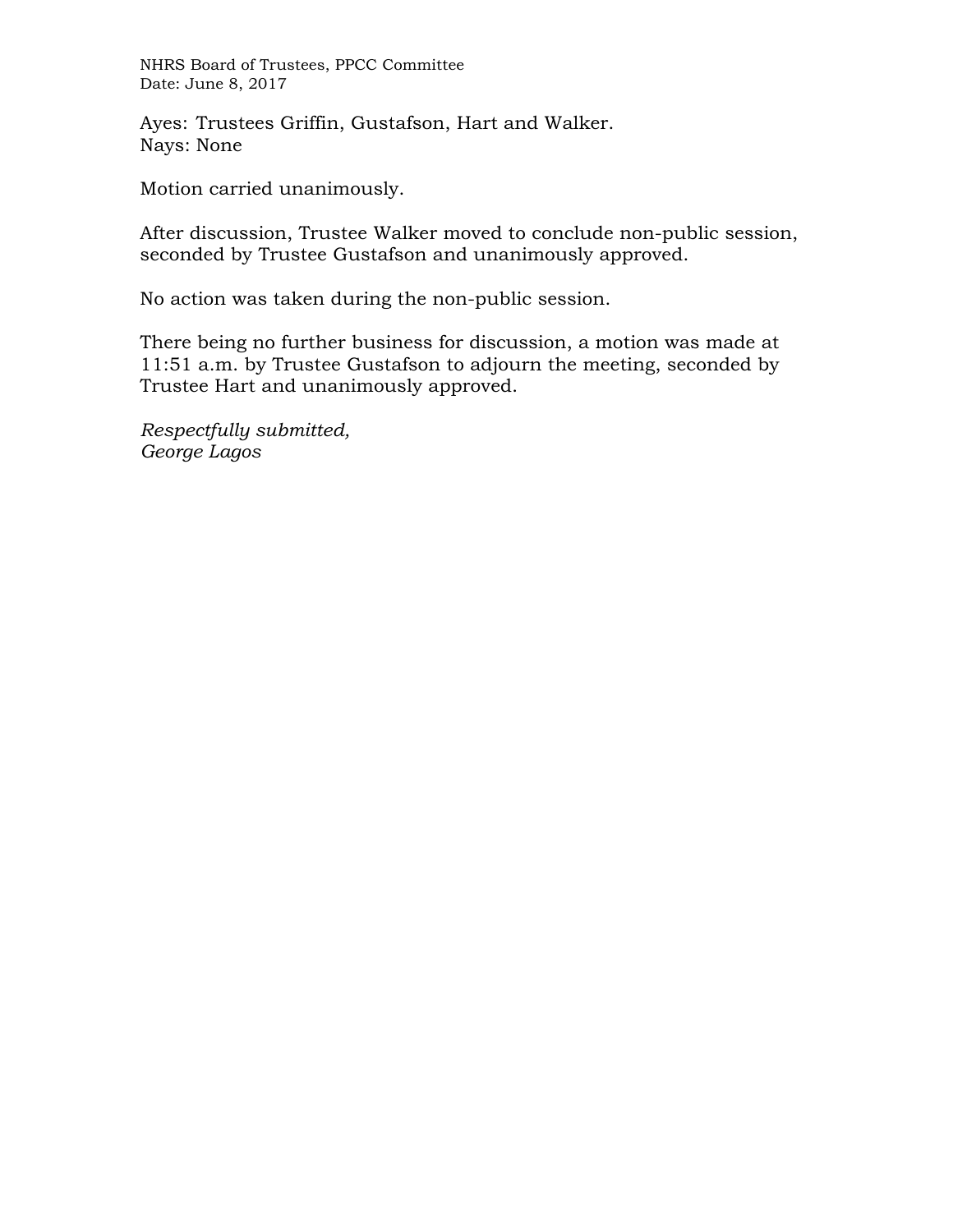Ayes: Trustees Griffin, Gustafson, Hart and Walker.
Nays: None

Motion carried unanimously.

After discussion, Trustee Walker moved to conclude non-public session, seconded by Trustee Gustafson and unanimously approved.

No action was taken during the non-public session.

There being no further business for discussion, a motion was made at 11:51 a.m. by Trustee Gustafson to adjourn the meeting, seconded by Trustee Hart and unanimously approved.

*Respectfully submitted,*
*George Lagos*